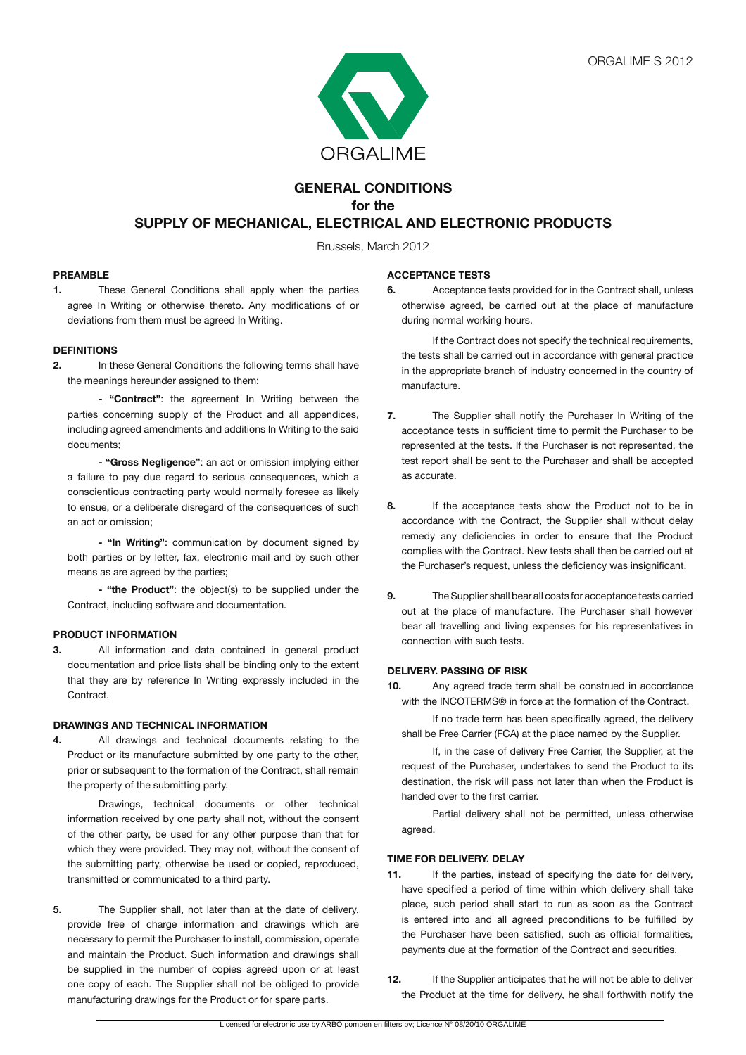ORGALIME S 2012

ORGALIME

# GENERAL CONDITIONS
## for the
## SUPPLY OF MECHANICAL, ELECTRICAL AND ELECTRONIC PRODUCTS

Brussels, March 2012

### PREAMBLE

**1.** These General Conditions shall apply when the parties agree In Writing or otherwise thereto. Any modifications of or deviations from them must be agreed In Writing.

### DEFINITIONS

**2.** In these General Conditions the following terms shall have the meanings hereunder assigned to them:

**- "Contract"**: the agreement In Writing between the parties concerning supply of the Product and all appendices, including agreed amendments and additions In Writing to the said documents;

**- "Gross Negligence"**: an act or omission implying either a failure to pay due regard to serious consequences, which a conscientious contracting party would normally foresee as likely to ensue, or a deliberate disregard of the consequences of such an act or omission;

**- "In Writing"**: communication by document signed by both parties or by letter, fax, electronic mail and by such other means as are agreed by the parties;

**- "the Product"**: the object(s) to be supplied under the Contract, including software and documentation.

### PRODUCT INFORMATION

**3.** All information and data contained in general product documentation and price lists shall be binding only to the extent that they are by reference In Writing expressly included in the Contract.

### DRAWINGS AND TECHNICAL INFORMATION

**4.** All drawings and technical documents relating to the Product or its manufacture submitted by one party to the other, prior or subsequent to the formation of the Contract, shall remain the property of the submitting party.

Drawings, technical documents or other technical information received by one party shall not, without the consent of the other party, be used for any other purpose than that for which they were provided. They may not, without the consent of the submitting party, otherwise be used or copied, reproduced, transmitted or communicated to a third party.

**5.** The Supplier shall, not later than at the date of delivery, provide free of charge information and drawings which are necessary to permit the Purchaser to install, commission, operate and maintain the Product. Such information and drawings shall be supplied in the number of copies agreed upon or at least one copy of each. The Supplier shall not be obliged to provide manufacturing drawings for the Product or for spare parts.

### ACCEPTANCE TESTS

**6.** Acceptance tests provided for in the Contract shall, unless otherwise agreed, be carried out at the place of manufacture during normal working hours.

If the Contract does not specify the technical requirements, the tests shall be carried out in accordance with general practice in the appropriate branch of industry concerned in the country of manufacture.

**7.** The Supplier shall notify the Purchaser In Writing of the acceptance tests in sufficient time to permit the Purchaser to be represented at the tests. If the Purchaser is not represented, the test report shall be sent to the Purchaser and shall be accepted as accurate.

**8.** If the acceptance tests show the Product not to be in accordance with the Contract, the Supplier shall without delay remedy any deficiencies in order to ensure that the Product complies with the Contract. New tests shall then be carried out at the Purchaser's request, unless the deficiency was insignificant.

**9.** The Supplier shall bear all costs for acceptance tests carried out at the place of manufacture. The Purchaser shall however bear all travelling and living expenses for his representatives in connection with such tests.

### DELIVERY. PASSING OF RISK

**10.** Any agreed trade term shall be construed in accordance with the INCOTERMS® in force at the formation of the Contract.

If no trade term has been specifically agreed, the delivery shall be Free Carrier (FCA) at the place named by the Supplier.

If, in the case of delivery Free Carrier, the Supplier, at the request of the Purchaser, undertakes to send the Product to its destination, the risk will pass not later than when the Product is handed over to the first carrier.

Partial delivery shall not be permitted, unless otherwise agreed.

### TIME FOR DELIVERY. DELAY

**11.** If the parties, instead of specifying the date for delivery, have specified a period of time within which delivery shall take place, such period shall start to run as soon as the Contract is entered into and all agreed preconditions to be fulfilled by the Purchaser have been satisfied, such as official formalities, payments due at the formation of the Contract and securities.

**12.** If the Supplier anticipates that he will not be able to deliver the Product at the time for delivery, he shall forthwith notify the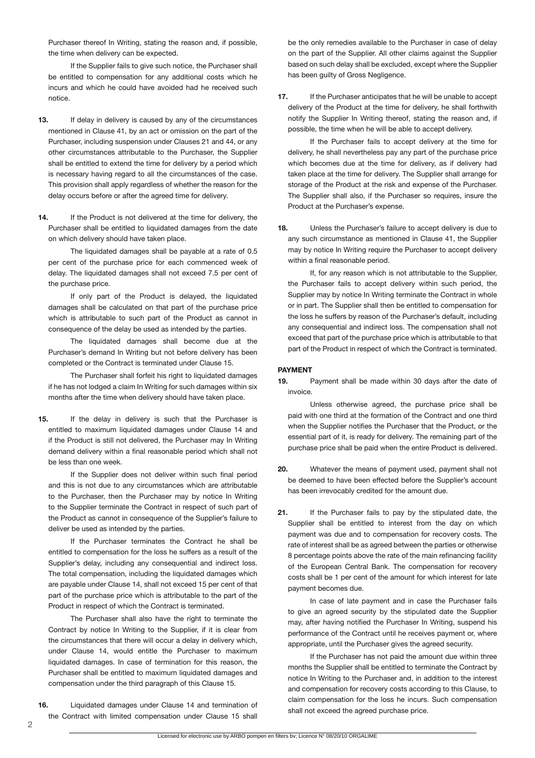Purchaser thereof In Writing, stating the reason and, if possible, the time when delivery can be expected.

If the Supplier fails to give such notice, the Purchaser shall be entitled to compensation for any additional costs which he incurs and which he could have avoided had he received such notice.

**13.** If delay in delivery is caused by any of the circumstances mentioned in Clause 41, by an act or omission on the part of the Purchaser, including suspension under Clauses 21 and 44, or any other circumstances attributable to the Purchaser, the Supplier shall be entitled to extend the time for delivery by a period which is necessary having regard to all the circumstances of the case. This provision shall apply regardless of whether the reason for the delay occurs before or after the agreed time for delivery.

**14.** If the Product is not delivered at the time for delivery, the Purchaser shall be entitled to liquidated damages from the date on which delivery should have taken place.

The liquidated damages shall be payable at a rate of 0.5 per cent of the purchase price for each commenced week of delay. The liquidated damages shall not exceed 7.5 per cent of the purchase price.

If only part of the Product is delayed, the liquidated damages shall be calculated on that part of the purchase price which is attributable to such part of the Product as cannot in consequence of the delay be used as intended by the parties.

The liquidated damages shall become due at the Purchaser's demand In Writing but not before delivery has been completed or the Contract is terminated under Clause 15.

The Purchaser shall forfeit his right to liquidated damages if he has not lodged a claim In Writing for such damages within six months after the time when delivery should have taken place.

**15.** If the delay in delivery is such that the Purchaser is entitled to maximum liquidated damages under Clause 14 and if the Product is still not delivered, the Purchaser may In Writing demand delivery within a final reasonable period which shall not be less than one week.

If the Supplier does not deliver within such final period and this is not due to any circumstances which are attributable to the Purchaser, then the Purchaser may by notice In Writing to the Supplier terminate the Contract in respect of such part of the Product as cannot in consequence of the Supplier's failure to deliver be used as intended by the parties.

If the Purchaser terminates the Contract he shall be entitled to compensation for the loss he suffers as a result of the Supplier's delay, including any consequential and indirect loss. The total compensation, including the liquidated damages which are payable under Clause 14, shall not exceed 15 per cent of that part of the purchase price which is attributable to the part of the Product in respect of which the Contract is terminated.

The Purchaser shall also have the right to terminate the Contract by notice In Writing to the Supplier, if it is clear from the circumstances that there will occur a delay in delivery which, under Clause 14, would entitle the Purchaser to maximum liquidated damages. In case of termination for this reason, the Purchaser shall be entitled to maximum liquidated damages and compensation under the third paragraph of this Clause 15.

**16.** Liquidated damages under Clause 14 and termination of the Contract with limited compensation under Clause 15 shall be the only remedies available to the Purchaser in case of delay on the part of the Supplier. All other claims against the Supplier based on such delay shall be excluded, except where the Supplier has been guilty of Gross Negligence.

**17.** If the Purchaser anticipates that he will be unable to accept delivery of the Product at the time for delivery, he shall forthwith notify the Supplier In Writing thereof, stating the reason and, if possible, the time when he will be able to accept delivery.

If the Purchaser fails to accept delivery at the time for delivery, he shall nevertheless pay any part of the purchase price which becomes due at the time for delivery, as if delivery had taken place at the time for delivery. The Supplier shall arrange for storage of the Product at the risk and expense of the Purchaser. The Supplier shall also, if the Purchaser so requires, insure the Product at the Purchaser's expense.

**18.** Unless the Purchaser's failure to accept delivery is due to any such circumstance as mentioned in Clause 41, the Supplier may by notice In Writing require the Purchaser to accept delivery within a final reasonable period.

If, for any reason which is not attributable to the Supplier, the Purchaser fails to accept delivery within such period, the Supplier may by notice In Writing terminate the Contract in whole or in part. The Supplier shall then be entitled to compensation for the loss he suffers by reason of the Purchaser's default, including any consequential and indirect loss. The compensation shall not exceed that part of the purchase price which is attributable to that part of the Product in respect of which the Contract is terminated.

## PAYMENT

**19.** Payment shall be made within 30 days after the date of invoice.

Unless otherwise agreed, the purchase price shall be paid with one third at the formation of the Contract and one third when the Supplier notifies the Purchaser that the Product, or the essential part of it, is ready for delivery. The remaining part of the purchase price shall be paid when the entire Product is delivered.

**20.** Whatever the means of payment used, payment shall not be deemed to have been effected before the Supplier's account has been irrevocably credited for the amount due.

**21.** If the Purchaser fails to pay by the stipulated date, the Supplier shall be entitled to interest from the day on which payment was due and to compensation for recovery costs. The rate of interest shall be as agreed between the parties or otherwise 8 percentage points above the rate of the main refinancing facility of the European Central Bank. The compensation for recovery costs shall be 1 per cent of the amount for which interest for late payment becomes due.

In case of late payment and in case the Purchaser fails to give an agreed security by the stipulated date the Supplier may, after having notified the Purchaser In Writing, suspend his performance of the Contract until he receives payment or, where appropriate, until the Purchaser gives the agreed security.

If the Purchaser has not paid the amount due within three months the Supplier shall be entitled to terminate the Contract by notice In Writing to the Purchaser and, in addition to the interest and compensation for recovery costs according to this Clause, to claim compensation for the loss he incurs. Such compensation shall not exceed the agreed purchase price.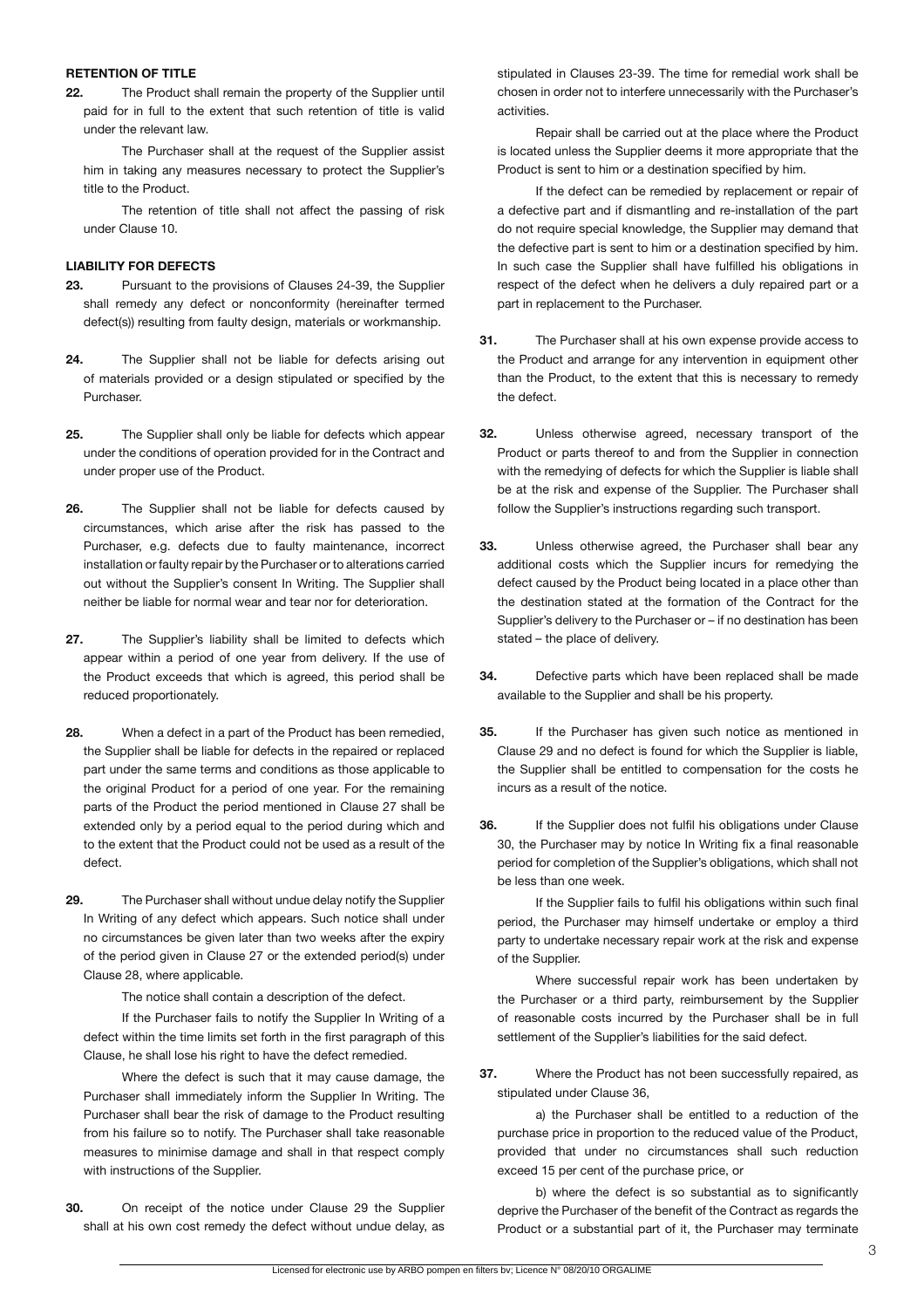## RETENTION OF TITLE

**22.** The Product shall remain the property of the Supplier until paid for in full to the extent that such retention of title is valid under the relevant law.

The Purchaser shall at the request of the Supplier assist him in taking any measures necessary to protect the Supplier's title to the Product.

The retention of title shall not affect the passing of risk under Clause 10.

## LIABILITY FOR DEFECTS

**23.** Pursuant to the provisions of Clauses 24-39, the Supplier shall remedy any defect or nonconformity (hereinafter termed defect(s)) resulting from faulty design, materials or workmanship.

**24.** The Supplier shall not be liable for defects arising out of materials provided or a design stipulated or specified by the Purchaser.

**25.** The Supplier shall only be liable for defects which appear under the conditions of operation provided for in the Contract and under proper use of the Product.

**26.** The Supplier shall not be liable for defects caused by circumstances, which arise after the risk has passed to the Purchaser, e.g. defects due to faulty maintenance, incorrect installation or faulty repair by the Purchaser or to alterations carried out without the Supplier's consent In Writing. The Supplier shall neither be liable for normal wear and tear nor for deterioration.

**27.** The Supplier's liability shall be limited to defects which appear within a period of one year from delivery. If the use of the Product exceeds that which is agreed, this period shall be reduced proportionately.

**28.** When a defect in a part of the Product has been remedied, the Supplier shall be liable for defects in the repaired or replaced part under the same terms and conditions as those applicable to the original Product for a period of one year. For the remaining parts of the Product the period mentioned in Clause 27 shall be extended only by a period equal to the period during which and to the extent that the Product could not be used as a result of the defect.

**29.** The Purchaser shall without undue delay notify the Supplier In Writing of any defect which appears. Such notice shall under no circumstances be given later than two weeks after the expiry of the period given in Clause 27 or the extended period(s) under Clause 28, where applicable.

The notice shall contain a description of the defect.

If the Purchaser fails to notify the Supplier In Writing of a defect within the time limits set forth in the first paragraph of this Clause, he shall lose his right to have the defect remedied.

Where the defect is such that it may cause damage, the Purchaser shall immediately inform the Supplier In Writing. The Purchaser shall bear the risk of damage to the Product resulting from his failure so to notify. The Purchaser shall take reasonable measures to minimise damage and shall in that respect comply with instructions of the Supplier.

**30.** On receipt of the notice under Clause 29 the Supplier shall at his own cost remedy the defect without undue delay, as stipulated in Clauses 23-39. The time for remedial work shall be chosen in order not to interfere unnecessarily with the Purchaser's activities.

Repair shall be carried out at the place where the Product is located unless the Supplier deems it more appropriate that the Product is sent to him or a destination specified by him.

If the defect can be remedied by replacement or repair of a defective part and if dismantling and re-installation of the part do not require special knowledge, the Supplier may demand that the defective part is sent to him or a destination specified by him. In such case the Supplier shall have fulfilled his obligations in respect of the defect when he delivers a duly repaired part or a part in replacement to the Purchaser.

**31.** The Purchaser shall at his own expense provide access to the Product and arrange for any intervention in equipment other than the Product, to the extent that this is necessary to remedy the defect.

**32.** Unless otherwise agreed, necessary transport of the Product or parts thereof to and from the Supplier in connection with the remedying of defects for which the Supplier is liable shall be at the risk and expense of the Supplier. The Purchaser shall follow the Supplier's instructions regarding such transport.

**33.** Unless otherwise agreed, the Purchaser shall bear any additional costs which the Supplier incurs for remedying the defect caused by the Product being located in a place other than the destination stated at the formation of the Contract for the Supplier's delivery to the Purchaser or – if no destination has been stated – the place of delivery.

**34.** Defective parts which have been replaced shall be made available to the Supplier and shall be his property.

**35.** If the Purchaser has given such notice as mentioned in Clause 29 and no defect is found for which the Supplier is liable, the Supplier shall be entitled to compensation for the costs he incurs as a result of the notice.

**36.** If the Supplier does not fulfil his obligations under Clause 30, the Purchaser may by notice In Writing fix a final reasonable period for completion of the Supplier's obligations, which shall not be less than one week.

If the Supplier fails to fulfil his obligations within such final period, the Purchaser may himself undertake or employ a third party to undertake necessary repair work at the risk and expense of the Supplier.

Where successful repair work has been undertaken by the Purchaser or a third party, reimbursement by the Supplier of reasonable costs incurred by the Purchaser shall be in full settlement of the Supplier's liabilities for the said defect.

**37.** Where the Product has not been successfully repaired, as stipulated under Clause 36,

a) the Purchaser shall be entitled to a reduction of the purchase price in proportion to the reduced value of the Product, provided that under no circumstances shall such reduction exceed 15 per cent of the purchase price, or

b) where the defect is so substantial as to significantly deprive the Purchaser of the benefit of the Contract as regards the Product or a substantial part of it, the Purchaser may terminate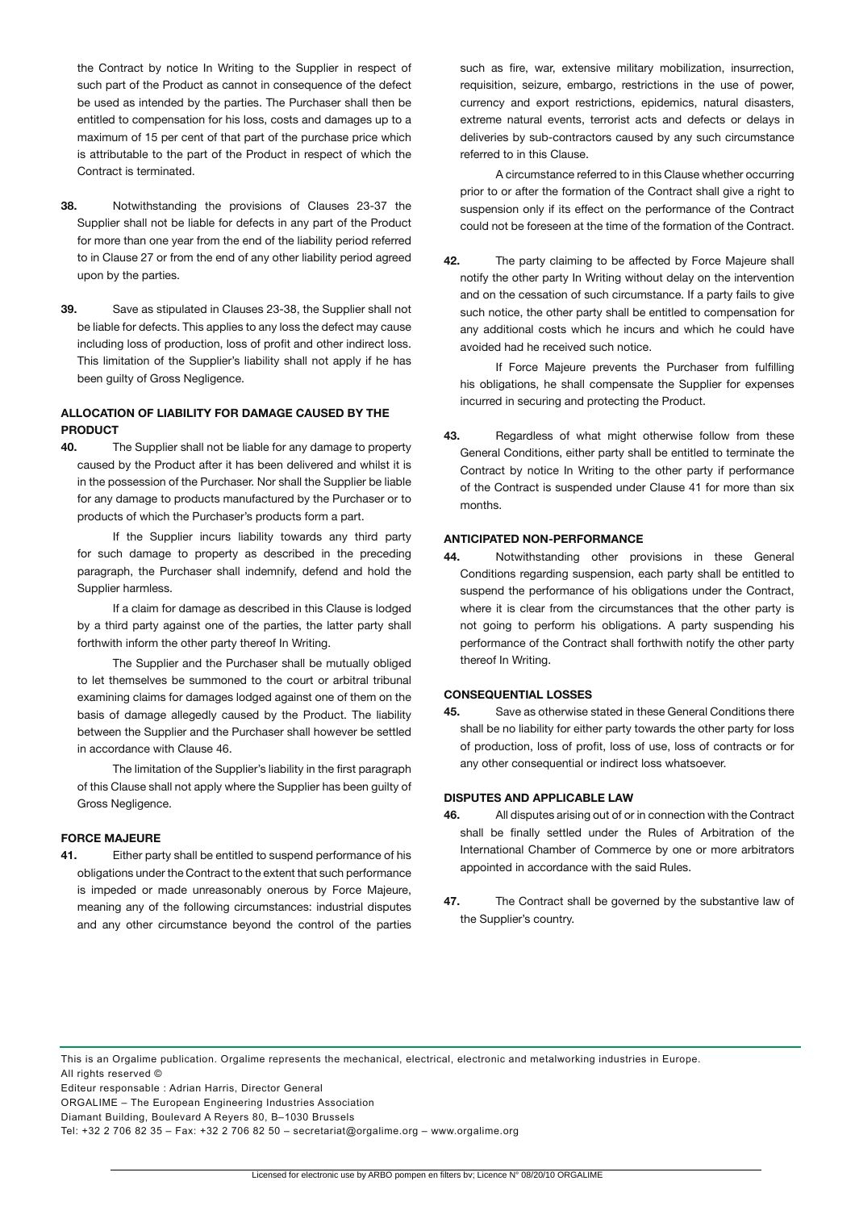the Contract by notice In Writing to the Supplier in respect of such part of the Product as cannot in consequence of the defect be used as intended by the parties. The Purchaser shall then be entitled to compensation for his loss, costs and damages up to a maximum of 15 per cent of that part of the purchase price which is attributable to the part of the Product in respect of which the Contract is terminated.

**38.** Notwithstanding the provisions of Clauses 23-37 the Supplier shall not be liable for defects in any part of the Product for more than one year from the end of the liability period referred to in Clause 27 or from the end of any other liability period agreed upon by the parties.

**39.** Save as stipulated in Clauses 23-38, the Supplier shall not be liable for defects. This applies to any loss the defect may cause including loss of production, loss of profit and other indirect loss. This limitation of the Supplier's liability shall not apply if he has been guilty of Gross Negligence.

## ALLOCATION OF LIABILITY FOR DAMAGE CAUSED BY THE PRODUCT

**40.** The Supplier shall not be liable for any damage to property caused by the Product after it has been delivered and whilst it is in the possession of the Purchaser. Nor shall the Supplier be liable for any damage to products manufactured by the Purchaser or to products of which the Purchaser's products form a part.

If the Supplier incurs liability towards any third party for such damage to property as described in the preceding paragraph, the Purchaser shall indemnify, defend and hold the Supplier harmless.

If a claim for damage as described in this Clause is lodged by a third party against one of the parties, the latter party shall forthwith inform the other party thereof In Writing.

The Supplier and the Purchaser shall be mutually obliged to let themselves be summoned to the court or arbitral tribunal examining claims for damages lodged against one of them on the basis of damage allegedly caused by the Product. The liability between the Supplier and the Purchaser shall however be settled in accordance with Clause 46.

The limitation of the Supplier's liability in the first paragraph of this Clause shall not apply where the Supplier has been guilty of Gross Negligence.

## FORCE MAJEURE

**41.** Either party shall be entitled to suspend performance of his obligations under the Contract to the extent that such performance is impeded or made unreasonably onerous by Force Majeure, meaning any of the following circumstances: industrial disputes and any other circumstance beyond the control of the parties such as fire, war, extensive military mobilization, insurrection, requisition, seizure, embargo, restrictions in the use of power, currency and export restrictions, epidemics, natural disasters, extreme natural events, terrorist acts and defects or delays in deliveries by sub-contractors caused by any such circumstance referred to in this Clause.

A circumstance referred to in this Clause whether occurring prior to or after the formation of the Contract shall give a right to suspension only if its effect on the performance of the Contract could not be foreseen at the time of the formation of the Contract.

**42.** The party claiming to be affected by Force Majeure shall notify the other party In Writing without delay on the intervention and on the cessation of such circumstance. If a party fails to give such notice, the other party shall be entitled to compensation for any additional costs which he incurs and which he could have avoided had he received such notice.

If Force Majeure prevents the Purchaser from fulfilling his obligations, he shall compensate the Supplier for expenses incurred in securing and protecting the Product.

**43.** Regardless of what might otherwise follow from these General Conditions, either party shall be entitled to terminate the Contract by notice In Writing to the other party if performance of the Contract is suspended under Clause 41 for more than six months.

## ANTICIPATED NON-PERFORMANCE

**44.** Notwithstanding other provisions in these General Conditions regarding suspension, each party shall be entitled to suspend the performance of his obligations under the Contract, where it is clear from the circumstances that the other party is not going to perform his obligations. A party suspending his performance of the Contract shall forthwith notify the other party thereof In Writing.

## CONSEQUENTIAL LOSSES

**45.** Save as otherwise stated in these General Conditions there shall be no liability for either party towards the other party for loss of production, loss of profit, loss of use, loss of contracts or for any other consequential or indirect loss whatsoever.

## DISPUTES AND APPLICABLE LAW

**46.** All disputes arising out of or in connection with the Contract shall be finally settled under the Rules of Arbitration of the International Chamber of Commerce by one or more arbitrators appointed in accordance with the said Rules.

**47.** The Contract shall be governed by the substantive law of the Supplier's country.

This is an Orgalime publication. Orgalime represents the mechanical, electrical, electronic and metalworking industries in Europe.
All rights reserved ©
Editeur responsable : Adrian Harris, Director General
ORGALIME – The European Engineering Industries Association
Diamant Building, Boulevard A Reyers 80, B–1030 Brussels
Tel: +32 2 706 82 35 – Fax: +32 2 706 82 50 – secretariat@orgalime.org – www.orgalime.org